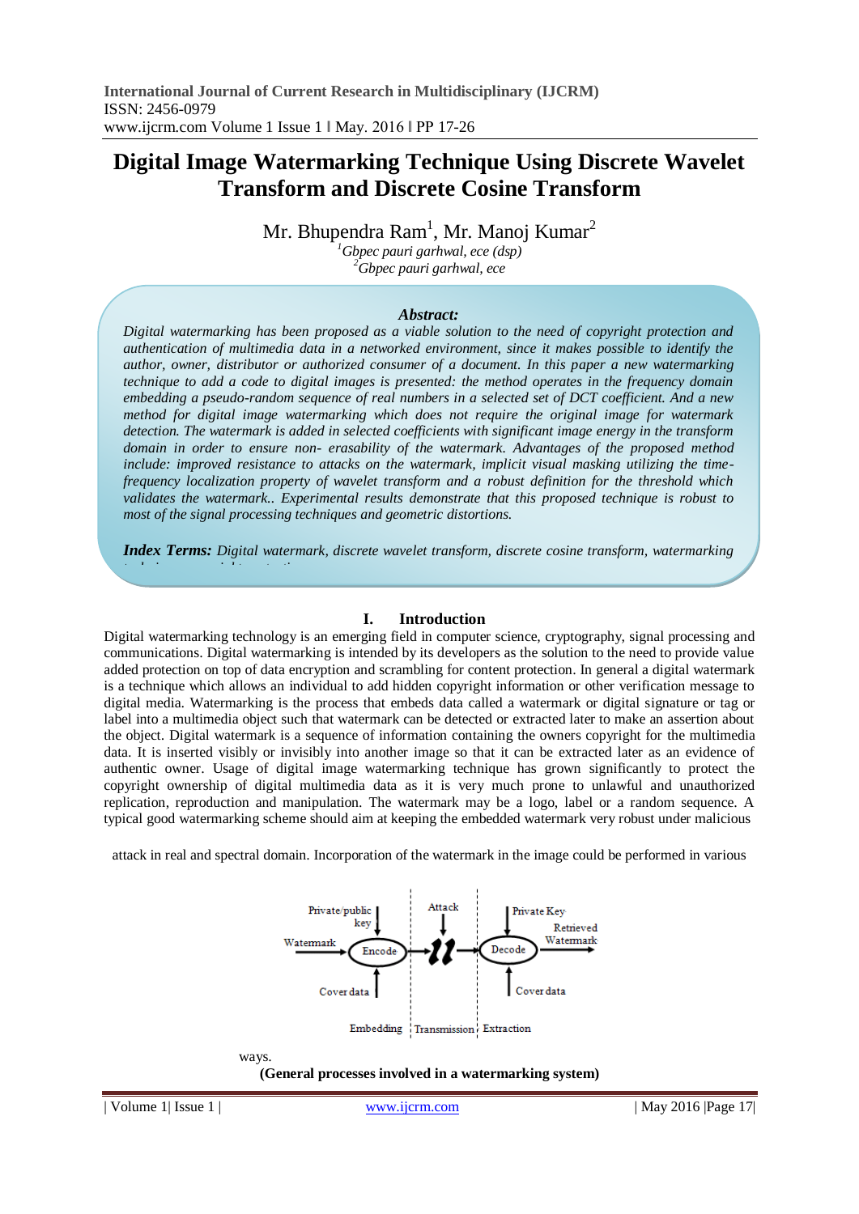International Journal of Current Research in Multidisciplinary (IJCRM)
ISSN: 2456-0979
www.ijcrm.com Volume 1 Issue 1 ǁ May. 2016 ǁ PP 17-26

# Digital Image Watermarking Technique Using Discrete Wavelet Transform and Discrete Cosine Transform

Mr. Bhupendra Ram[1], Mr. Manoj Kumar[2]

[1]*Gbpec pauri garhwal, ece (dsp)*
[2]*Gbpec pauri garhwal, ece*

***Abstract:***
*Digital watermarking has been proposed as a viable solution to the need of copyright protection and authentication of multimedia data in a networked environment, since it makes possible to identify the author, owner, distributor or authorized consumer of a document. In this paper a new watermarking technique to add a code to digital images is presented: the method operates in the frequency domain embedding a pseudo-random sequence of real numbers in a selected set of DCT coefficient. And a new method for digital image watermarking which does not require the original image for watermark detection. The watermark is added in selected coefficients with significant image energy in the transform domain in order to ensure non- erasability of the watermark. Advantages of the proposed method include: improved resistance to attacks on the watermark, implicit visual masking utilizing the time-frequency localization property of wavelet transform and a robust definition for the threshold which validates the watermark.. Experimental results demonstrate that this proposed technique is robust to most of the signal processing techniques and geometric distortions.*

***Index Terms:*** *Digital watermark, discrete wavelet transform, discrete cosine transform, watermarking technique, copyright protection*

## I. Introduction

Digital watermarking technology is an emerging field in computer science, cryptography, signal processing and communications. Digital watermarking is intended by its developers as the solution to the need to provide value added protection on top of data encryption and scrambling for content protection. In general a digital watermark is a technique which allows an individual to add hidden copyright information or other verification message to digital media. Watermarking is the process that embeds data called a watermark or digital signature or tag or label into a multimedia object such that watermark can be detected or extracted later to make an assertion about the object. Digital watermark is a sequence of information containing the owners copyright for the multimedia data. It is inserted visibly or invisibly into another image so that it can be extracted later as an evidence of authentic owner. Usage of digital image watermarking technique has grown significantly to protect the copyright ownership of digital multimedia data as it is very much prone to unlawful and unauthorized replication, reproduction and manipulation. The watermark may be a logo, label or a random sequence. A typical good watermarking scheme should aim at keeping the embedded watermark very robust under malicious attack in real and spectral domain. Incorporation of the watermark in the image could be performed in various ways.

**(General processes involved in a watermarking system)**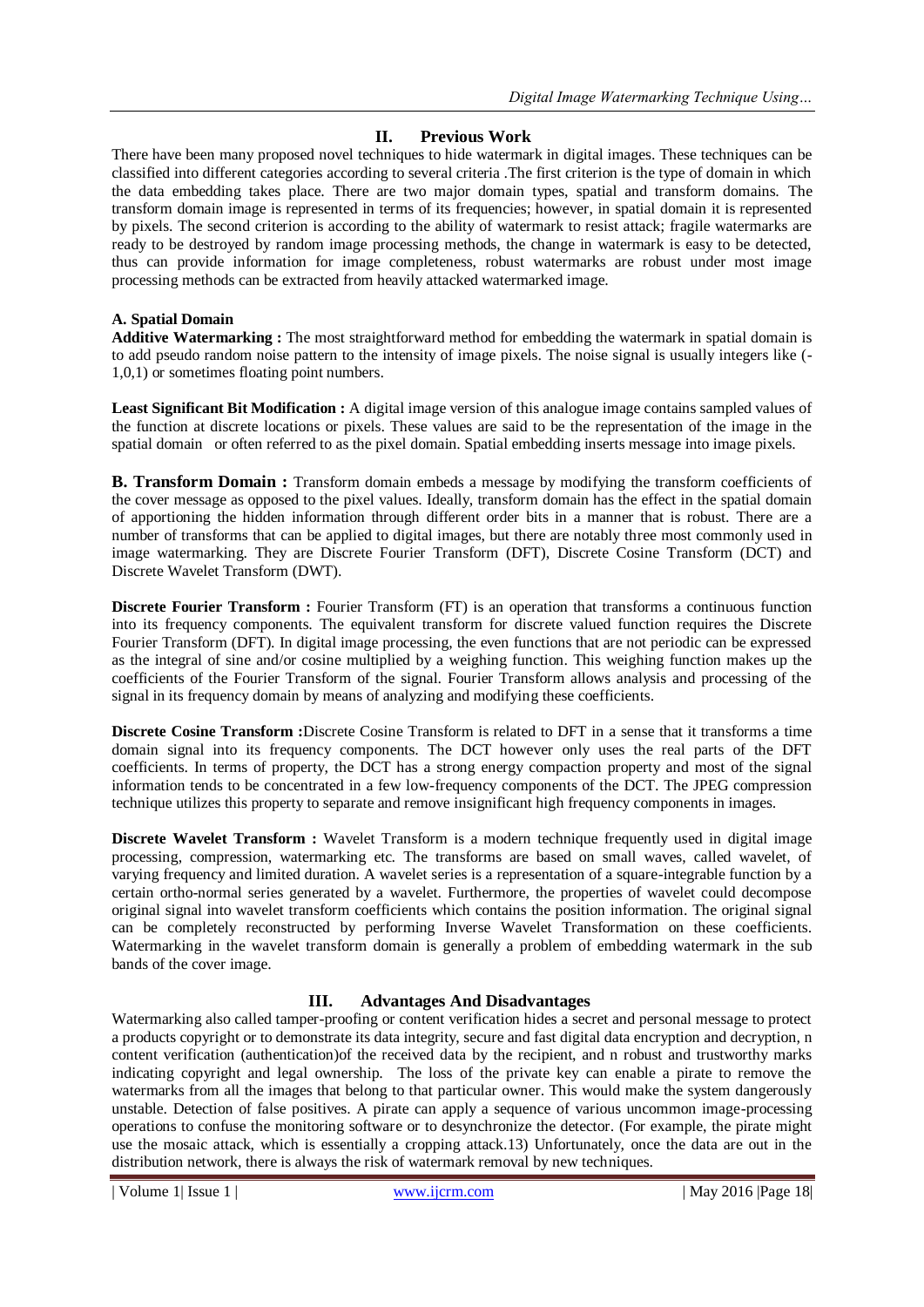## II. Previous Work

There have been many proposed novel techniques to hide watermark in digital images. These techniques can be classified into different categories according to several criteria .The first criterion is the type of domain in which the data embedding takes place. There are two major domain types, spatial and transform domains. The transform domain image is represented in terms of its frequencies; however, in spatial domain it is represented by pixels. The second criterion is according to the ability of watermark to resist attack; fragile watermarks are ready to be destroyed by random image processing methods, the change in watermark is easy to be detected, thus can provide information for image completeness, robust watermarks are robust under most image processing methods can be extracted from heavily attacked watermarked image.

### A. Spatial Domain

**Additive Watermarking :** The most straightforward method for embedding the watermark in spatial domain is to add pseudo random noise pattern to the intensity of image pixels. The noise signal is usually integers like (-1,0,1) or sometimes floating point numbers.

**Least Significant Bit Modification :** A digital image version of this analogue image contains sampled values of the function at discrete locations or pixels. These values are said to be the representation of the image in the spatial domain or often referred to as the pixel domain. Spatial embedding inserts message into image pixels.

**B. Transform Domain :** Transform domain embeds a message by modifying the transform coefficients of the cover message as opposed to the pixel values. Ideally, transform domain has the effect in the spatial domain of apportioning the hidden information through different order bits in a manner that is robust. There are a number of transforms that can be applied to digital images, but there are notably three most commonly used in image watermarking. They are Discrete Fourier Transform (DFT), Discrete Cosine Transform (DCT) and Discrete Wavelet Transform (DWT).

**Discrete Fourier Transform :** Fourier Transform (FT) is an operation that transforms a continuous function into its frequency components. The equivalent transform for discrete valued function requires the Discrete Fourier Transform (DFT). In digital image processing, the even functions that are not periodic can be expressed as the integral of sine and/or cosine multiplied by a weighing function. This weighing function makes up the coefficients of the Fourier Transform of the signal. Fourier Transform allows analysis and processing of the signal in its frequency domain by means of analyzing and modifying these coefficients.

**Discrete Cosine Transform :**Discrete Cosine Transform is related to DFT in a sense that it transforms a time domain signal into its frequency components. The DCT however only uses the real parts of the DFT coefficients. In terms of property, the DCT has a strong energy compaction property and most of the signal information tends to be concentrated in a few low-frequency components of the DCT. The JPEG compression technique utilizes this property to separate and remove insignificant high frequency components in images.

**Discrete Wavelet Transform :** Wavelet Transform is a modern technique frequently used in digital image processing, compression, watermarking etc. The transforms are based on small waves, called wavelet, of varying frequency and limited duration. A wavelet series is a representation of a square-integrable function by a certain ortho-normal series generated by a wavelet. Furthermore, the properties of wavelet could decompose original signal into wavelet transform coefficients which contains the position information. The original signal can be completely reconstructed by performing Inverse Wavelet Transformation on these coefficients. Watermarking in the wavelet transform domain is generally a problem of embedding watermark in the sub bands of the cover image.

## III. Advantages And Disadvantages

Watermarking also called tamper-proofing or content verification hides a secret and personal message to protect a products copyright or to demonstrate its data integrity, secure and fast digital data encryption and decryption, n content verification (authentication)of the received data by the recipient, and n robust and trustworthy marks indicating copyright and legal ownership. The loss of the private key can enable a pirate to remove the watermarks from all the images that belong to that particular owner. This would make the system dangerously unstable. Detection of false positives. A pirate can apply a sequence of various uncommon image-processing operations to confuse the monitoring software or to desynchronize the detector. (For example, the pirate might use the mosaic attack, which is essentially a cropping attack.13) Unfortunately, once the data are out in the distribution network, there is always the risk of watermark removal by new techniques.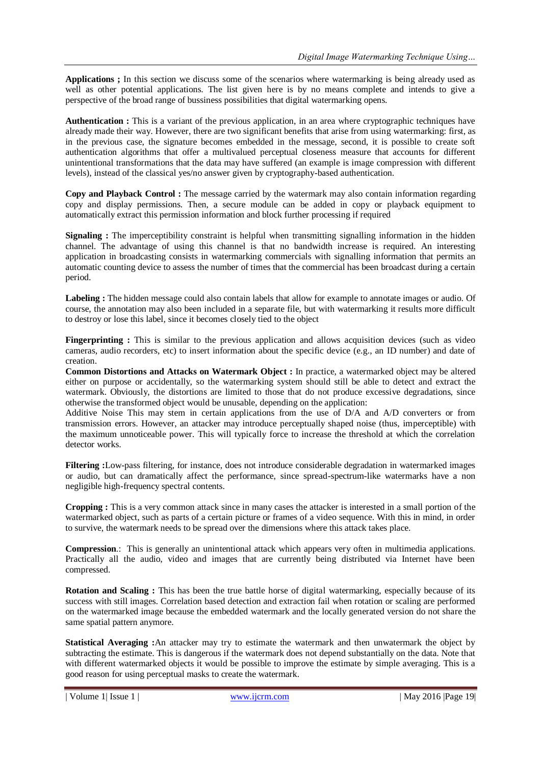**Applications ;** In this section we discuss some of the scenarios where watermarking is being already used as well as other potential applications. The list given here is by no means complete and intends to give a perspective of the broad range of bussiness possibilities that digital watermarking opens.

**Authentication :** This is a variant of the previous application, in an area where cryptographic techniques have already made their way. However, there are two significant benefits that arise from using watermarking: first, as in the previous case, the signature becomes embedded in the message, second, it is possible to create soft authentication algorithms that offer a multivalued perceptual closeness measure that accounts for different unintentional transformations that the data may have suffered (an example is image compression with different levels), instead of the classical yes/no answer given by cryptography-based authentication.

**Copy and Playback Control :** The message carried by the watermark may also contain information regarding copy and display permissions. Then, a secure module can be added in copy or playback equipment to automatically extract this permission information and block further processing if required

**Signaling :** The imperceptibility constraint is helpful when transmitting signalling information in the hidden channel. The advantage of using this channel is that no bandwidth increase is required. An interesting application in broadcasting consists in watermarking commercials with signalling information that permits an automatic counting device to assess the number of times that the commercial has been broadcast during a certain period.

**Labeling :** The hidden message could also contain labels that allow for example to annotate images or audio. Of course, the annotation may also been included in a separate file, but with watermarking it results more difficult to destroy or lose this label, since it becomes closely tied to the object

**Fingerprinting :** This is similar to the previous application and allows acquisition devices (such as video cameras, audio recorders, etc) to insert information about the specific device (e.g., an ID number) and date of creation.

**Common Distortions and Attacks on Watermark Object :** In practice, a watermarked object may be altered either on purpose or accidentally, so the watermarking system should still be able to detect and extract the watermark. Obviously, the distortions are limited to those that do not produce excessive degradations, since otherwise the transformed object would be unusable, depending on the application:

Additive Noise This may stem in certain applications from the use of D/A and A/D converters or from transmission errors. However, an attacker may introduce perceptually shaped noise (thus, imperceptible) with the maximum unnoticeable power. This will typically force to increase the threshold at which the correlation detector works.

**Filtering :**Low-pass filtering, for instance, does not introduce considerable degradation in watermarked images or audio, but can dramatically affect the performance, since spread-spectrum-like watermarks have a non negligible high-frequency spectral contents.

**Cropping :** This is a very common attack since in many cases the attacker is interested in a small portion of the watermarked object, such as parts of a certain picture or frames of a video sequence. With this in mind, in order to survive, the watermark needs to be spread over the dimensions where this attack takes place.

**Compression**.: This is generally an unintentional attack which appears very often in multimedia applications. Practically all the audio, video and images that are currently being distributed via Internet have been compressed.

**Rotation and Scaling :** This has been the true battle horse of digital watermarking, especially because of its success with still images. Correlation based detection and extraction fail when rotation or scaling are performed on the watermarked image because the embedded watermark and the locally generated version do not share the same spatial pattern anymore.

**Statistical Averaging :**An attacker may try to estimate the watermark and then unwatermark the object by subtracting the estimate. This is dangerous if the watermark does not depend substantially on the data. Note that with different watermarked objects it would be possible to improve the estimate by simple averaging. This is a good reason for using perceptual masks to create the watermark.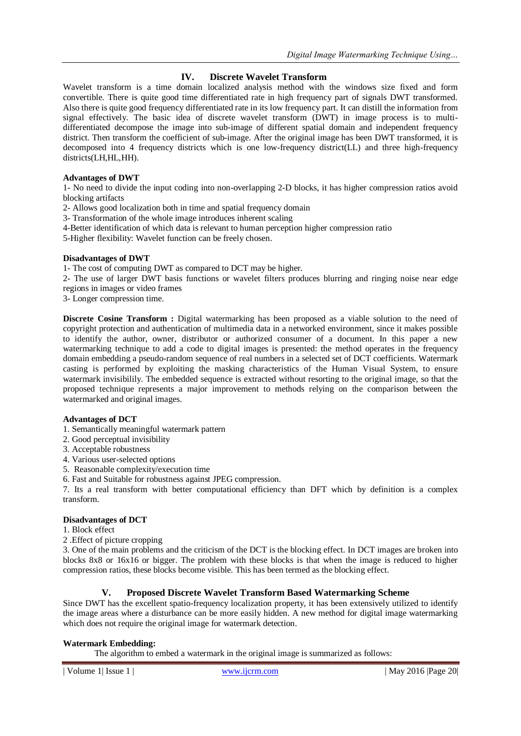## IV. Discrete Wavelet Transform

Wavelet transform is a time domain localized analysis method with the windows size fixed and form convertible. There is quite good time differentiated rate in high frequency part of signals DWT transformed. Also there is quite good frequency differentiated rate in its low frequency part. It can distill the information from signal effectively. The basic idea of discrete wavelet transform (DWT) in image process is to multi-differentiated decompose the image into sub-image of different spatial domain and independent frequency district. Then transform the coefficient of sub-image. After the original image has been DWT transformed, it is decomposed into 4 frequency districts which is one low-frequency district(LL) and three high-frequency districts(LH,HL,HH).

**Advantages of DWT**

1- No need to divide the input coding into non-overlapping 2-D blocks, it has higher compression ratios avoid blocking artifacts

2- Allows good localization both in time and spatial frequency domain

3- Transformation of the whole image introduces inherent scaling

4-Better identification of which data is relevant to human perception higher compression ratio

5-Higher flexibility: Wavelet function can be freely chosen.

**Disadvantages of DWT**

1- The cost of computing DWT as compared to DCT may be higher.

2- The use of larger DWT basis functions or wavelet filters produces blurring and ringing noise near edge regions in images or video frames

3- Longer compression time.

**Discrete Cosine Transform :** Digital watermarking has been proposed as a viable solution to the need of copyright protection and authentication of multimedia data in a networked environment, since it makes possible to identify the author, owner, distributor or authorized consumer of a document. In this paper a new watermarking technique to add a code to digital images is presented: the method operates in the frequency domain embedding a pseudo-random sequence of real numbers in a selected set of DCT coefficients. Watermark casting is performed by exploiting the masking characteristics of the Human Visual System, to ensure watermark invisibilily. The embedded sequence is extracted without resorting to the original image, so that the proposed technique represents a major improvement to methods relying on the comparison between the watermarked and original images.

**Advantages of DCT**

1. Semantically meaningful watermark pattern
2. Good perceptual invisibility
3. Acceptable robustness
4. Various user-selected options
5. Reasonable complexity/execution time
6. Fast and Suitable for robustness against JPEG compression.
7. Its a real transform with better computational efficiency than DFT which by definition is a complex transform.

**Disadvantages of DCT**

1. Block effect

2 .Effect of picture cropping

3. One of the main problems and the criticism of the DCT is the blocking effect. In DCT images are broken into blocks 8x8 or 16x16 or bigger. The problem with these blocks is that when the image is reduced to higher compression ratios, these blocks become visible. This has been termed as the blocking effect.

## V. Proposed Discrete Wavelet Transform Based Watermarking Scheme

Since DWT has the excellent spatio-frequency localization property, it has been extensively utilized to identify the image areas where a disturbance can be more easily hidden. A new method for digital image watermarking which does not require the original image for watermark detection.

**Watermark Embedding:**

The algorithm to embed a watermark in the original image is summarized as follows: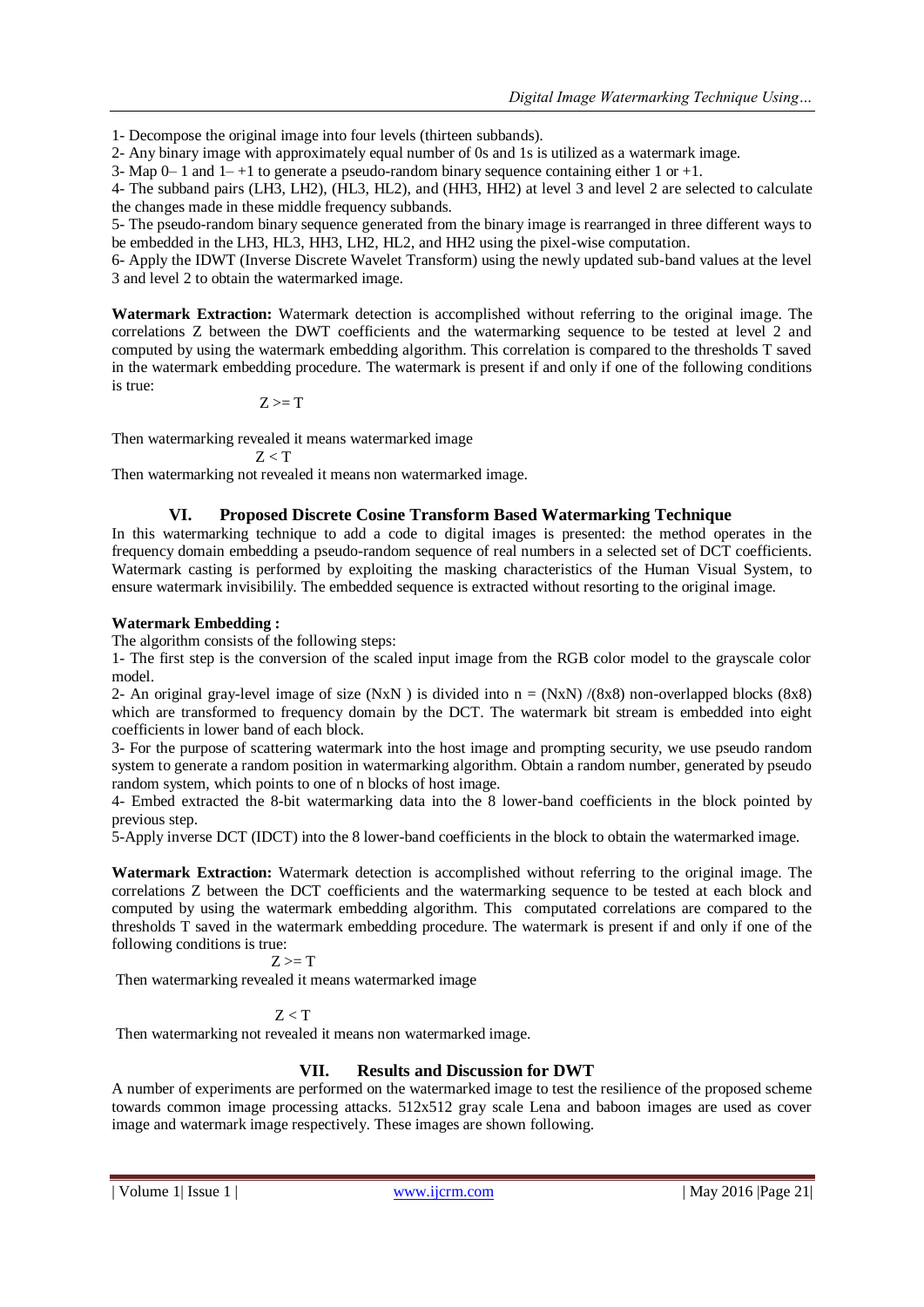1- Decompose the original image into four levels (thirteen subbands).

2- Any binary image with approximately equal number of 0s and 1s is utilized as a watermark image.

3- Map 0– 1 and 1– +1 to generate a pseudo-random binary sequence containing either 1 or +1.

4- The subband pairs (LH3, LH2), (HL3, HL2), and (HH3, HH2) at level 3 and level 2 are selected to calculate the changes made in these middle frequency subbands.

5- The pseudo-random binary sequence generated from the binary image is rearranged in three different ways to be embedded in the LH3, HL3, HH3, LH2, HL2, and HH2 using the pixel-wise computation.

6- Apply the IDWT (Inverse Discrete Wavelet Transform) using the newly updated sub-band values at the level 3 and level 2 to obtain the watermarked image.

**Watermark Extraction:** Watermark detection is accomplished without referring to the original image. The correlations Z between the DWT coefficients and the watermarking sequence to be tested at level 2 and computed by using the watermark embedding algorithm. This correlation is compared to the thresholds T saved in the watermark embedding procedure. The watermark is present if and only if one of the following conditions is true:

$$Z >= T$$

Then watermarking revealed it means watermarked image

$$Z < T$$

Then watermarking not revealed it means non watermarked image.

## VI. Proposed Discrete Cosine Transform Based Watermarking Technique

In this watermarking technique to add a code to digital images is presented: the method operates in the frequency domain embedding a pseudo-random sequence of real numbers in a selected set of DCT coefficients. Watermark casting is performed by exploiting the masking characteristics of the Human Visual System, to ensure watermark invisibilily. The embedded sequence is extracted without resorting to the original image.

**Watermark Embedding :**

The algorithm consists of the following steps:

1- The first step is the conversion of the scaled input image from the RGB color model to the grayscale color model.

2- An original gray-level image of size (NxN ) is divided into n = (NxN) /(8x8) non-overlapped blocks (8x8) which are transformed to frequency domain by the DCT. The watermark bit stream is embedded into eight coefficients in lower band of each block.

3- For the purpose of scattering watermark into the host image and prompting security, we use pseudo random system to generate a random position in watermarking algorithm. Obtain a random number, generated by pseudo random system, which points to one of n blocks of host image.

4- Embed extracted the 8-bit watermarking data into the 8 lower-band coefficients in the block pointed by previous step.

5-Apply inverse DCT (IDCT) into the 8 lower-band coefficients in the block to obtain the watermarked image.

**Watermark Extraction:** Watermark detection is accomplished without referring to the original image. The correlations Z between the DCT coefficients and the watermarking sequence to be tested at each block and computed by using the watermark embedding algorithm. This computated correlations are compared to the thresholds T saved in the watermark embedding procedure. The watermark is present if and only if one of the following conditions is true:

$$Z >= T$$

Then watermarking revealed it means watermarked image

$$Z < T$$

Then watermarking not revealed it means non watermarked image.

## VII. Results and Discussion for DWT

A number of experiments are performed on the watermarked image to test the resilience of the proposed scheme towards common image processing attacks. 512x512 gray scale Lena and baboon images are used as cover image and watermark image respectively. These images are shown following.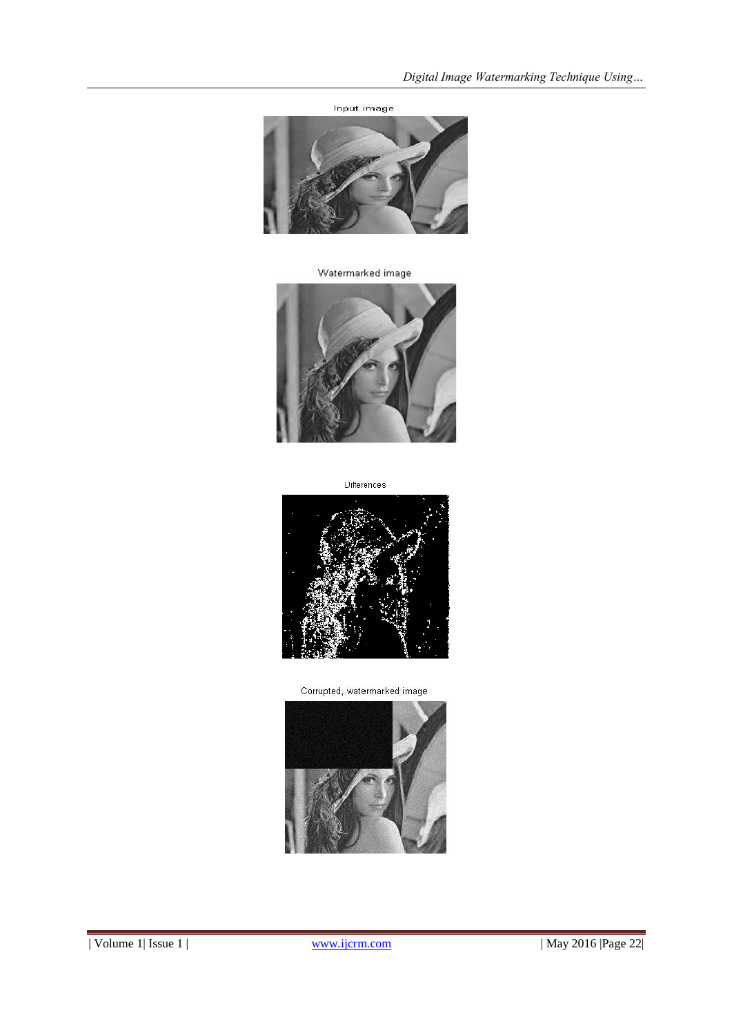Input image

Watermarked image

Differences

Corrupted, watermarked image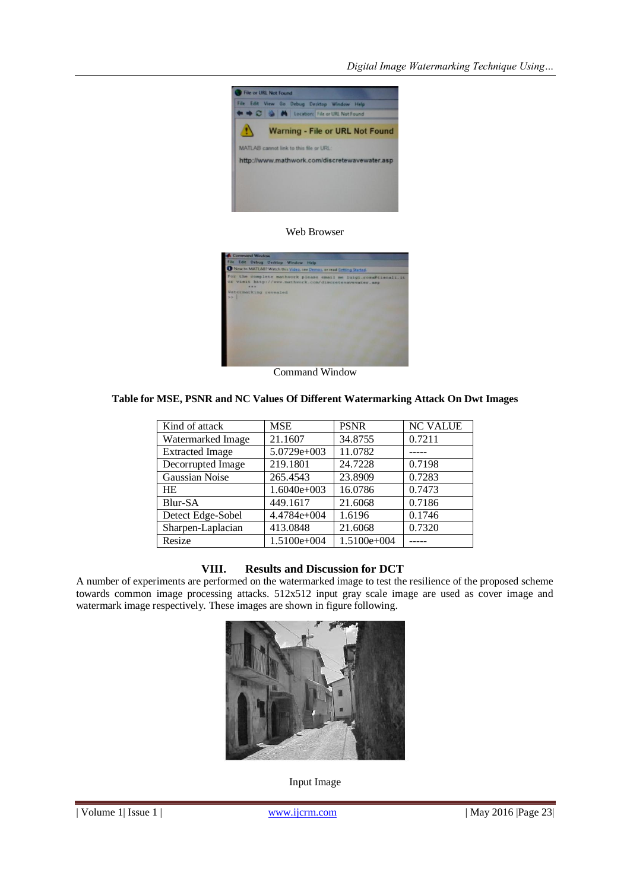Web Browser

Command Window

**Table for MSE, PSNR and NC Values Of Different Watermarking Attack On Dwt Images**

| Kind of attack | MSE | PSNR | NC VALUE |
|---|---|---|---|
| Watermarked Image | 21.1607 | 34.8755 | 0.7211 |
| Extracted Image | 5.0729e+003 | 11.0782 | ----- |
| Decorrupted Image | 219.1801 | 24.7228 | 0.7198 |
| Gaussian Noise | 265.4543 | 23.8909 | 0.7283 |
| HE | 1.6040e+003 | 16.0786 | 0.7473 |
| Blur-SA | 449.1617 | 21.6068 | 0.7186 |
| Detect Edge-Sobel | 4.4784e+004 | 1.6196 | 0.1746 |
| Sharpen-Laplacian | 413.0848 | 21.6068 | 0.7320 |
| Resize | 1.5100e+004 | 1.5100e+004 | ----- |

## VIII. Results and Discussion for DCT

A number of experiments are performed on the watermarked image to test the resilience of the proposed scheme towards common image processing attacks. 512x512 input gray scale image are used as cover image and watermark image respectively. These images are shown in figure following.

Input Image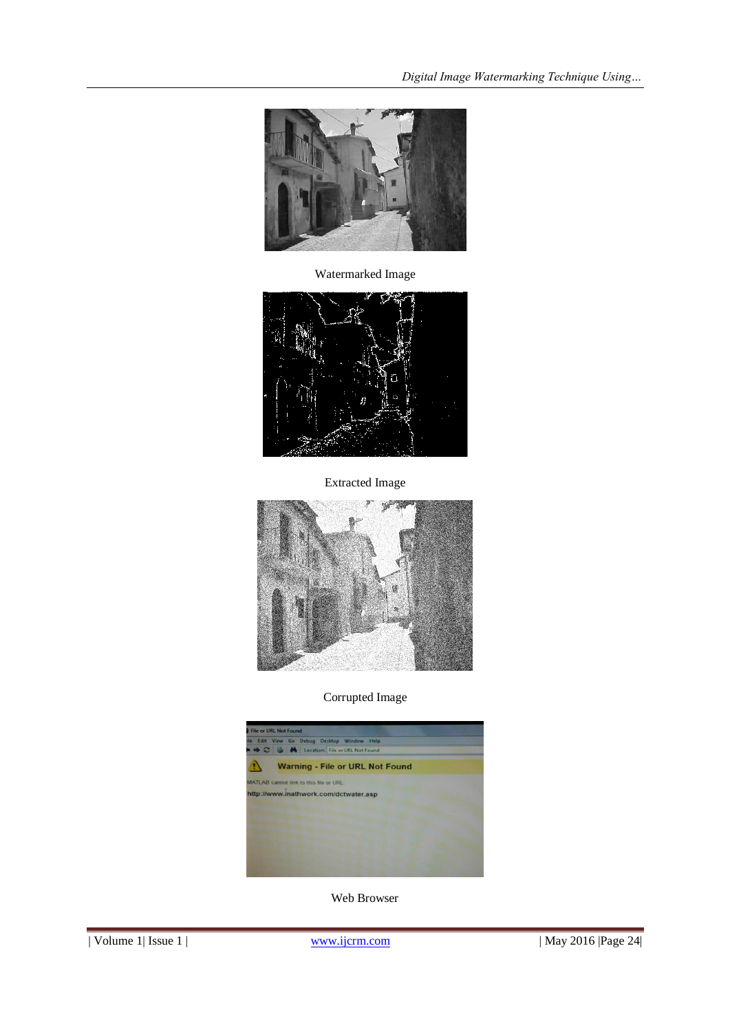Watermarked Image

Extracted Image

Corrupted Image

Web Browser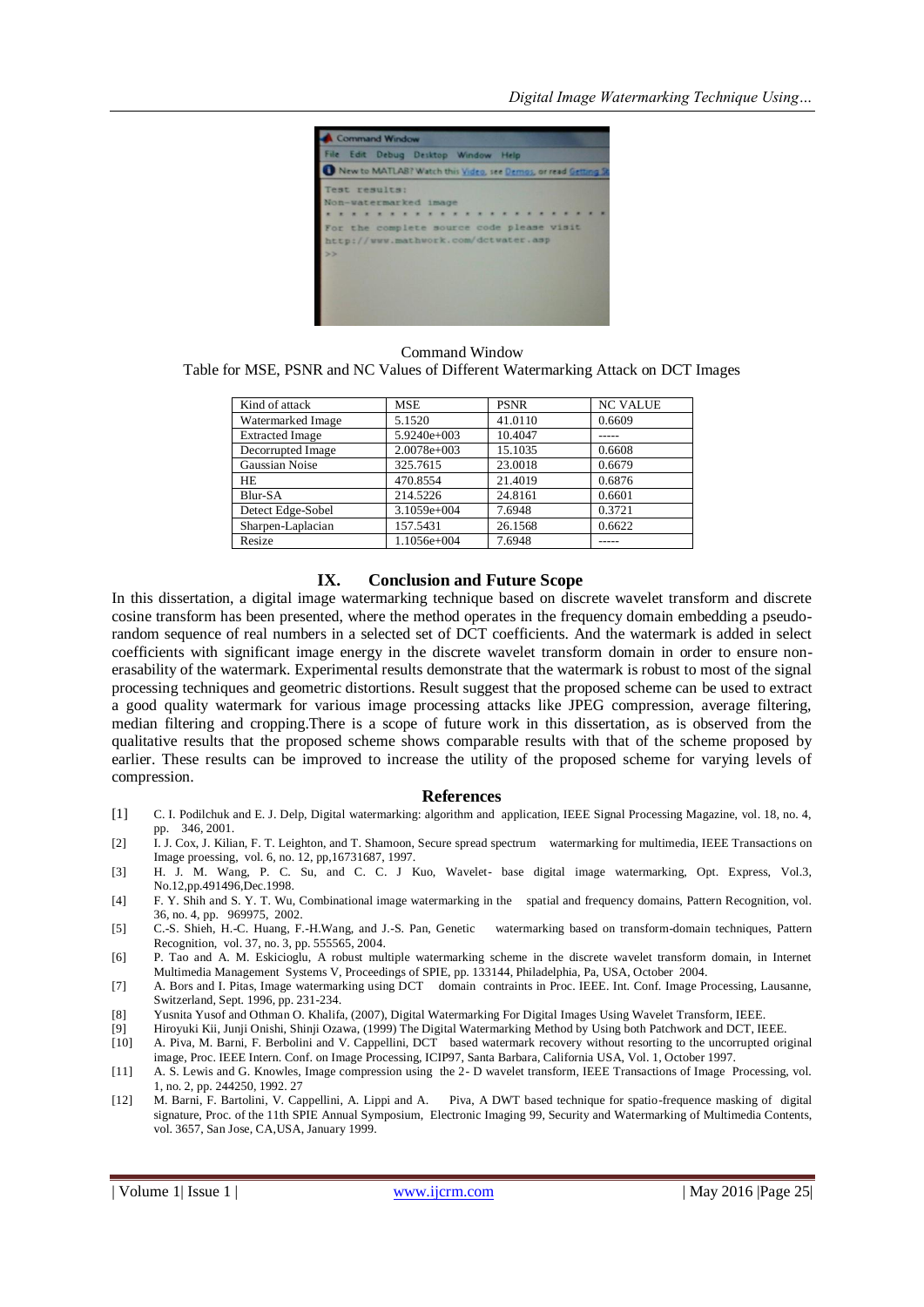Command Window

Table for MSE, PSNR and NC Values of Different Watermarking Attack on DCT Images

| Kind of attack | MSE | PSNR | NC VALUE |
|---|---|---|---|
| Watermarked Image | 5.1520 | 41.0110 | 0.6609 |
| Extracted Image | 5.9240e+003 | 10.4047 | ----- |
| Decorrupted Image | 2.0078e+003 | 15.1035 | 0.6608 |
| Gaussian Noise | 325.7615 | 23.0018 | 0.6679 |
| HE | 470.8554 | 21.4019 | 0.6876 |
| Blur-SA | 214.5226 | 24.8161 | 0.6601 |
| Detect Edge-Sobel | 3.1059e+004 | 7.6948 | 0.3721 |
| Sharpen-Laplacian | 157.5431 | 26.1568 | 0.6622 |
| Resize | 1.1056e+004 | 7.6948 | ----- |

## IX. Conclusion and Future Scope

In this dissertation, a digital image watermarking technique based on discrete wavelet transform and discrete cosine transform has been presented, where the method operates in the frequency domain embedding a pseudo-random sequence of real numbers in a selected set of DCT coefficients. And the watermark is added in select coefficients with significant image energy in the discrete wavelet transform domain in order to ensure non-erasability of the watermark. Experimental results demonstrate that the watermark is robust to most of the signal processing techniques and geometric distortions. Result suggest that the proposed scheme can be used to extract a good quality watermark for various image processing attacks like JPEG compression, average filtering, median filtering and cropping.There is a scope of future work in this dissertation, as is observed from the qualitative results that the proposed scheme shows comparable results with that of the scheme proposed by earlier. These results can be improved to increase the utility of the proposed scheme for varying levels of compression.

## References

[1] C. I. Podilchuk and E. J. Delp, Digital watermarking: algorithm and application, IEEE Signal Processing Magazine, vol. 18, no. 4, pp. 346, 2001.

[2] I. J. Cox, J. Kilian, F. T. Leighton, and T. Shamoon, Secure spread spectrum watermarking for multimedia, IEEE Transactions on Image proessing, vol. 6, no. 12, pp,16731687, 1997.

[3] H. J. M. Wang, P. C. Su, and C. C. J Kuo, Wavelet- base digital image watermarking, Opt. Express, Vol.3, No.12,pp.491496,Dec.1998.

[4] F. Y. Shih and S. Y. T. Wu, Combinational image watermarking in the spatial and frequency domains, Pattern Recognition, vol. 36, no. 4, pp. 969975, 2002.

[5] C.-S. Shieh, H.-C. Huang, F.-H.Wang, and J.-S. Pan, Genetic watermarking based on transform-domain techniques, Pattern Recognition, vol. 37, no. 3, pp. 555565, 2004.

[6] P. Tao and A. M. Eskicioglu, A robust multiple watermarking scheme in the discrete wavelet transform domain, in Internet Multimedia Management Systems V, Proceedings of SPIE, pp. 133144, Philadelphia, Pa, USA, October 2004.

[7] A. Bors and I. Pitas, Image watermarking using DCT domain contraints in Proc. IEEE. Int. Conf. Image Processing, Lausanne, Switzerland, Sept. 1996, pp. 231-234.

[8] Yusnita Yusof and Othman O. Khalifa, (2007), Digital Watermarking For Digital Images Using Wavelet Transform, IEEE.

[9] Hiroyuki Kii, Junji Onishi, Shinji Ozawa, (1999) The Digital Watermarking Method by Using both Patchwork and DCT, IEEE.

[10] A. Piva, M. Barni, F. Berbolini and V. Cappellini, DCT based watermark recovery without resorting to the uncorrupted original image, Proc. IEEE Intern. Conf. on Image Processing, ICIP97, Santa Barbara, California USA, Vol. 1, October 1997.

[11] A. S. Lewis and G. Knowles, Image compression using the 2- D wavelet transform, IEEE Transactions of Image Processing, vol. 1, no. 2, pp. 244250, 1992. 27

[12] M. Barni, F. Bartolini, V. Cappellini, A. Lippi and A. Piva, A DWT based technique for spatio-frequence masking of digital signature, Proc. of the 11th SPIE Annual Symposium, Electronic Imaging 99, Security and Watermarking of Multimedia Contents, vol. 3657, San Jose, CA,USA, January 1999.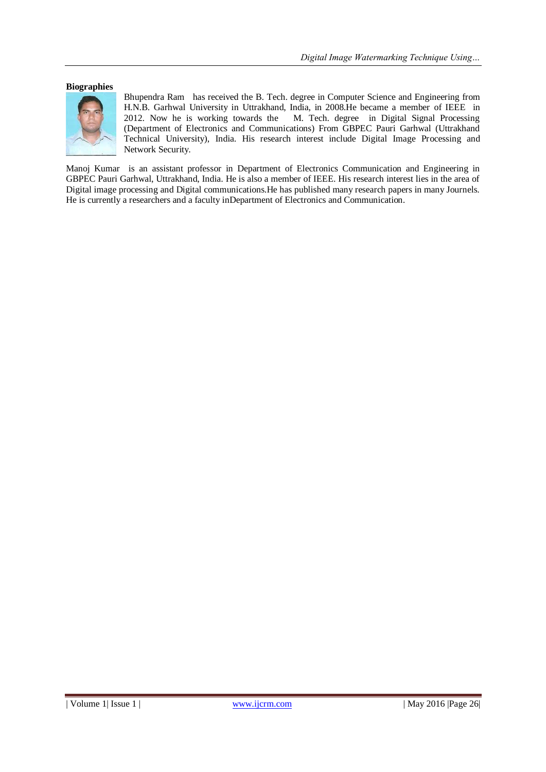**Biographies**

Bhupendra Ram has received the B. Tech. degree in Computer Science and Engineering from H.N.B. Garhwal University in Uttrakhand, India, in 2008.He became a member of IEEE in 2012. Now he is working towards the M. Tech. degree in Digital Signal Processing (Department of Electronics and Communications) From GBPEC Pauri Garhwal (Uttrakhand Technical University), India. His research interest include Digital Image Processing and Network Security.

Manoj Kumar is an assistant professor in Department of Electronics Communication and Engineering in GBPEC Pauri Garhwal, Uttrakhand, India. He is also a member of IEEE. His research interest lies in the area of Digital image processing and Digital communications.He has published many research papers in many Journels. He is currently a researchers and a faculty inDepartment of Electronics and Communication.